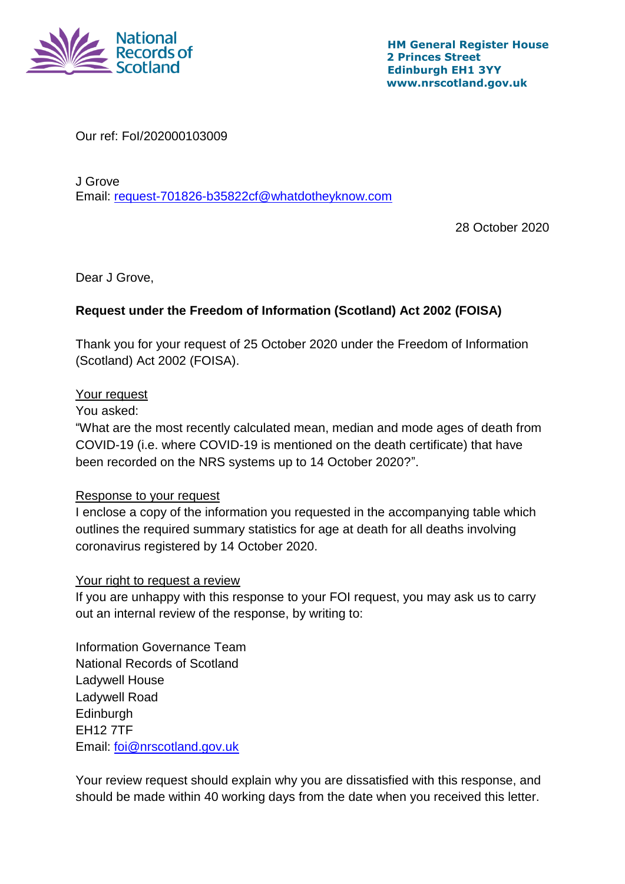National Records of Scotland

**HM General Register House**
**2 Princes Street**
**Edinburgh EH1 3YY**
**www.nrscotland.gov.uk**

Our ref: FoI/202000103009

J Grove
Email: request-701826-b35822cf@whatdotheyknow.com

28 October 2020

Dear J Grove,

**Request under the Freedom of Information (Scotland) Act 2002 (FOISA)**

Thank you for your request of 25 October 2020 under the Freedom of Information (Scotland) Act 2002 (FOISA).

Your request

You asked:
"What are the most recently calculated mean, median and mode ages of death from COVID-19 (i.e. where COVID-19 is mentioned on the death certificate) that have been recorded on the NRS systems up to 14 October 2020?".

Response to your request

I enclose a copy of the information you requested in the accompanying table which outlines the required summary statistics for age at death for all deaths involving coronavirus registered by 14 October 2020.

Your right to request a review

If you are unhappy with this response to your FOI request, you may ask us to carry out an internal review of the response, by writing to:

Information Governance Team
National Records of Scotland
Ladywell House
Ladywell Road
Edinburgh
EH12 7TF
Email: foi@nrscotland.gov.uk

Your review request should explain why you are dissatisfied with this response, and should be made within 40 working days from the date when you received this letter.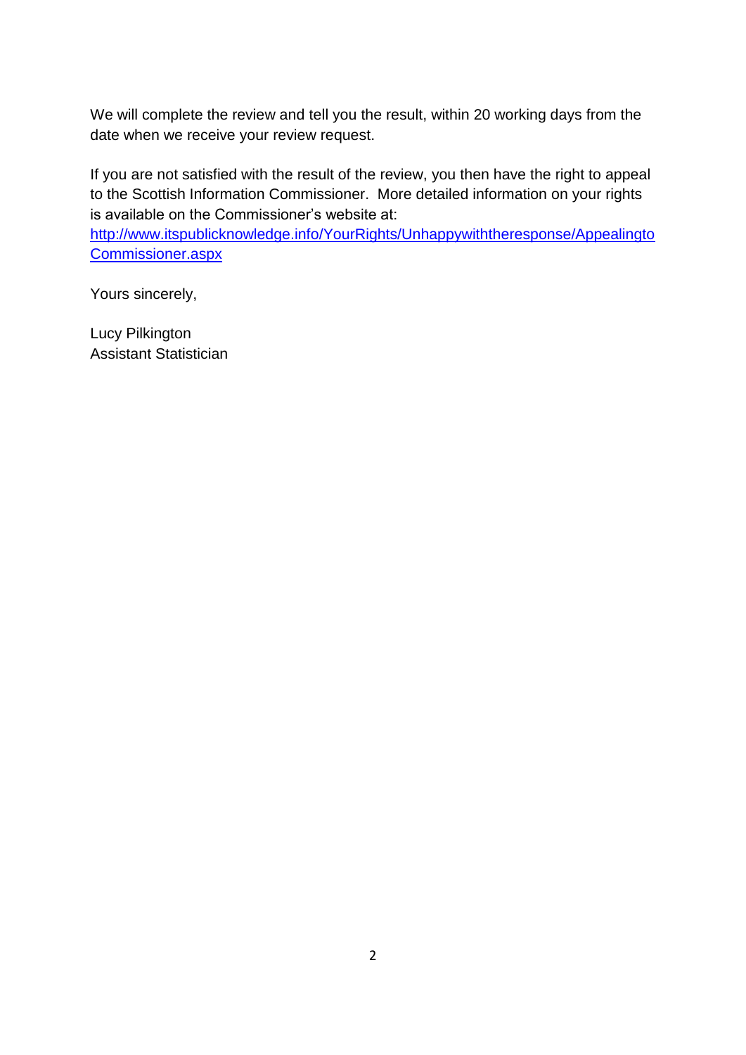We will complete the review and tell you the result, within 20 working days from the date when we receive your review request.

If you are not satisfied with the result of the review, you then have the right to appeal to the Scottish Information Commissioner. More detailed information on your rights is available on the Commissioner's website at: [http://www.itspublicknowledge.info/YourRights/Unhappywiththeresponse/AppealingtoCommissioner.aspx](http://www.itspublicknowledge.info/YourRights/Unhappywiththeresponse/AppealingtoCommissioner.aspx)

Yours sincerely,

Lucy Pilkington
Assistant Statistician